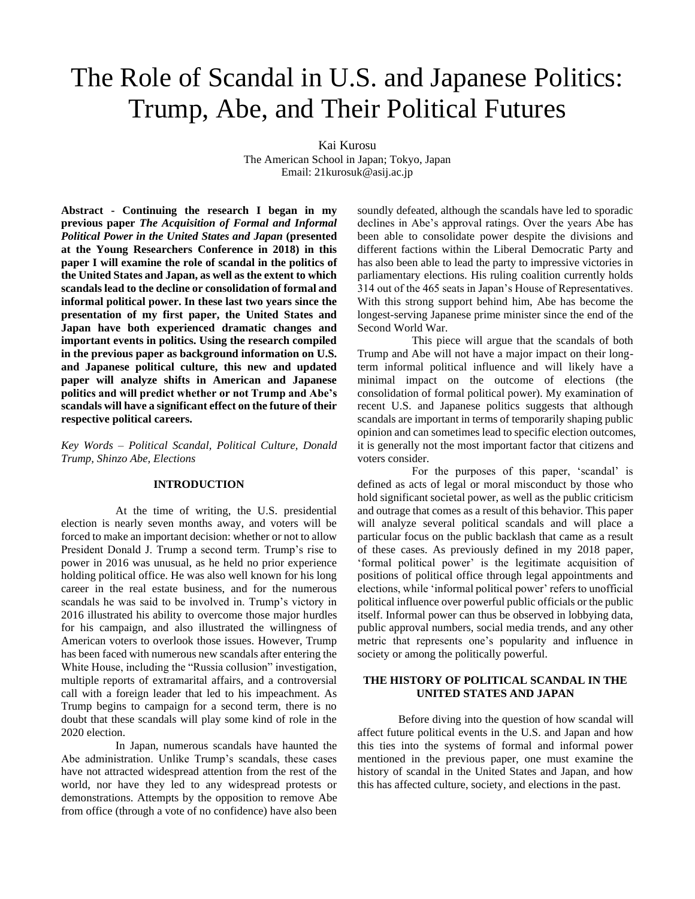# The Role of Scandal in U.S. and Japanese Politics: Trump, Abe, and Their Political Futures

Kai Kurosu
The American School in Japan; Tokyo, Japan
Email: 21kurosuk@asij.ac.jp

**Abstract - Continuing the research I began in my previous paper *The Acquisition of Formal and Informal Political Power in the United States and Japan* (presented at the Young Researchers Conference in 2018) in this paper I will examine the role of scandal in the politics of the United States and Japan, as well as the extent to which scandals lead to the decline or consolidation of formal and informal political power. In these last two years since the presentation of my first paper, the United States and Japan have both experienced dramatic changes and important events in politics. Using the research compiled in the previous paper as background information on U.S. and Japanese political culture, this new and updated paper will analyze shifts in American and Japanese politics and will predict whether or not Trump and Abe's scandals will have a significant effect on the future of their respective political careers.**

*Key Words – Political Scandal, Political Culture, Donald Trump, Shinzo Abe, Elections*

## INTRODUCTION

At the time of writing, the U.S. presidential election is nearly seven months away, and voters will be forced to make an important decision: whether or not to allow President Donald J. Trump a second term. Trump's rise to power in 2016 was unusual, as he held no prior experience holding political office. He was also well known for his long career in the real estate business, and for the numerous scandals he was said to be involved in. Trump's victory in 2016 illustrated his ability to overcome those major hurdles for his campaign, and also illustrated the willingness of American voters to overlook those issues. However, Trump has been faced with numerous new scandals after entering the White House, including the "Russia collusion" investigation, multiple reports of extramarital affairs, and a controversial call with a foreign leader that led to his impeachment. As Trump begins to campaign for a second term, there is no doubt that these scandals will play some kind of role in the 2020 election.

In Japan, numerous scandals have haunted the Abe administration. Unlike Trump's scandals, these cases have not attracted widespread attention from the rest of the world, nor have they led to any widespread protests or demonstrations. Attempts by the opposition to remove Abe from office (through a vote of no confidence) have also been soundly defeated, although the scandals have led to sporadic declines in Abe's approval ratings. Over the years Abe has been able to consolidate power despite the divisions and different factions within the Liberal Democratic Party and has also been able to lead the party to impressive victories in parliamentary elections. His ruling coalition currently holds 314 out of the 465 seats in Japan's House of Representatives. With this strong support behind him, Abe has become the longest-serving Japanese prime minister since the end of the Second World War.

This piece will argue that the scandals of both Trump and Abe will not have a major impact on their long-term informal political influence and will likely have a minimal impact on the outcome of elections (the consolidation of formal political power). My examination of recent U.S. and Japanese politics suggests that although scandals are important in terms of temporarily shaping public opinion and can sometimes lead to specific election outcomes, it is generally not the most important factor that citizens and voters consider.

For the purposes of this paper, 'scandal' is defined as acts of legal or moral misconduct by those who hold significant societal power, as well as the public criticism and outrage that comes as a result of this behavior. This paper will analyze several political scandals and will place a particular focus on the public backlash that came as a result of these cases. As previously defined in my 2018 paper, 'formal political power' is the legitimate acquisition of positions of political office through legal appointments and elections, while 'informal political power' refers to unofficial political influence over powerful public officials or the public itself. Informal power can thus be observed in lobbying data, public approval numbers, social media trends, and any other metric that represents one's popularity and influence in society or among the politically powerful.

## THE HISTORY OF POLITICAL SCANDAL IN THE UNITED STATES AND JAPAN

Before diving into the question of how scandal will affect future political events in the U.S. and Japan and how this ties into the systems of formal and informal power mentioned in the previous paper, one must examine the history of scandal in the United States and Japan, and how this has affected culture, society, and elections in the past.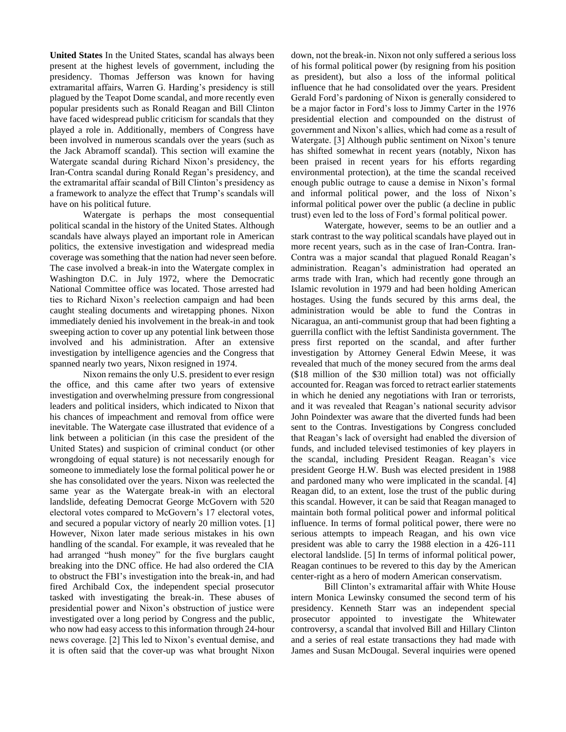**United States** In the United States, scandal has always been present at the highest levels of government, including the presidency. Thomas Jefferson was known for having extramarital affairs, Warren G. Harding's presidency is still plagued by the Teapot Dome scandal, and more recently even popular presidents such as Ronald Reagan and Bill Clinton have faced widespread public criticism for scandals that they played a role in. Additionally, members of Congress have been involved in numerous scandals over the years (such as the Jack Abramoff scandal). This section will examine the Watergate scandal during Richard Nixon's presidency, the Iran-Contra scandal during Ronald Regan's presidency, and the extramarital affair scandal of Bill Clinton's presidency as a framework to analyze the effect that Trump's scandals will have on his political future.

Watergate is perhaps the most consequential political scandal in the history of the United States. Although scandals have always played an important role in American politics, the extensive investigation and widespread media coverage was something that the nation had never seen before. The case involved a break-in into the Watergate complex in Washington D.C. in July 1972, where the Democratic National Committee office was located. Those arrested had ties to Richard Nixon's reelection campaign and had been caught stealing documents and wiretapping phones. Nixon immediately denied his involvement in the break-in and took sweeping action to cover up any potential link between those involved and his administration. After an extensive investigation by intelligence agencies and the Congress that spanned nearly two years, Nixon resigned in 1974.

Nixon remains the only U.S. president to ever resign the office, and this came after two years of extensive investigation and overwhelming pressure from congressional leaders and political insiders, which indicated to Nixon that his chances of impeachment and removal from office were inevitable. The Watergate case illustrated that evidence of a link between a politician (in this case the president of the United States) and suspicion of criminal conduct (or other wrongdoing of equal stature) is not necessarily enough for someone to immediately lose the formal political power he or she has consolidated over the years. Nixon was reelected the same year as the Watergate break-in with an electoral landslide, defeating Democrat George McGovern with 520 electoral votes compared to McGovern's 17 electoral votes, and secured a popular victory of nearly 20 million votes. [1] However, Nixon later made serious mistakes in his own handling of the scandal. For example, it was revealed that he had arranged "hush money" for the five burglars caught breaking into the DNC office. He had also ordered the CIA to obstruct the FBI's investigation into the break-in, and had fired Archibald Cox, the independent special prosecutor tasked with investigating the break-in. These abuses of presidential power and Nixon's obstruction of justice were investigated over a long period by Congress and the public, who now had easy access to this information through 24-hour news coverage. [2] This led to Nixon's eventual demise, and it is often said that the cover-up was what brought Nixon down, not the break-in. Nixon not only suffered a serious loss of his formal political power (by resigning from his position as president), but also a loss of the informal political influence that he had consolidated over the years. President Gerald Ford's pardoning of Nixon is generally considered to be a major factor in Ford's loss to Jimmy Carter in the 1976 presidential election and compounded on the distrust of government and Nixon's allies, which had come as a result of Watergate. [3] Although public sentiment on Nixon's tenure has shifted somewhat in recent years (notably, Nixon has been praised in recent years for his efforts regarding environmental protection), at the time the scandal received enough public outrage to cause a demise in Nixon's formal and informal political power, and the loss of Nixon's informal political power over the public (a decline in public trust) even led to the loss of Ford's formal political power.

Watergate, however, seems to be an outlier and a stark contrast to the way political scandals have played out in more recent years, such as in the case of Iran-Contra. Iran-Contra was a major scandal that plagued Ronald Reagan's administration. Reagan's administration had operated an arms trade with Iran, which had recently gone through an Islamic revolution in 1979 and had been holding American hostages. Using the funds secured by this arms deal, the administration would be able to fund the Contras in Nicaragua, an anti-communist group that had been fighting a guerrilla conflict with the leftist Sandinista government. The press first reported on the scandal, and after further investigation by Attorney General Edwin Meese, it was revealed that much of the money secured from the arms deal ($18 million of the $30 million total) was not officially accounted for. Reagan was forced to retract earlier statements in which he denied any negotiations with Iran or terrorists, and it was revealed that Reagan's national security advisor John Poindexter was aware that the diverted funds had been sent to the Contras. Investigations by Congress concluded that Reagan's lack of oversight had enabled the diversion of funds, and included televised testimonies of key players in the scandal, including President Reagan. Reagan's vice president George H.W. Bush was elected president in 1988 and pardoned many who were implicated in the scandal. [4] Reagan did, to an extent, lose the trust of the public during this scandal. However, it can be said that Reagan managed to maintain both formal political power and informal political influence. In terms of formal political power, there were no serious attempts to impeach Reagan, and his own vice president was able to carry the 1988 election in a 426-111 electoral landslide. [5] In terms of informal political power, Reagan continues to be revered to this day by the American center-right as a hero of modern American conservatism.

Bill Clinton's extramarital affair with White House intern Monica Lewinsky consumed the second term of his presidency. Kenneth Starr was an independent special prosecutor appointed to investigate the Whitewater controversy, a scandal that involved Bill and Hillary Clinton and a series of real estate transactions they had made with James and Susan McDougal. Several inquiries were opened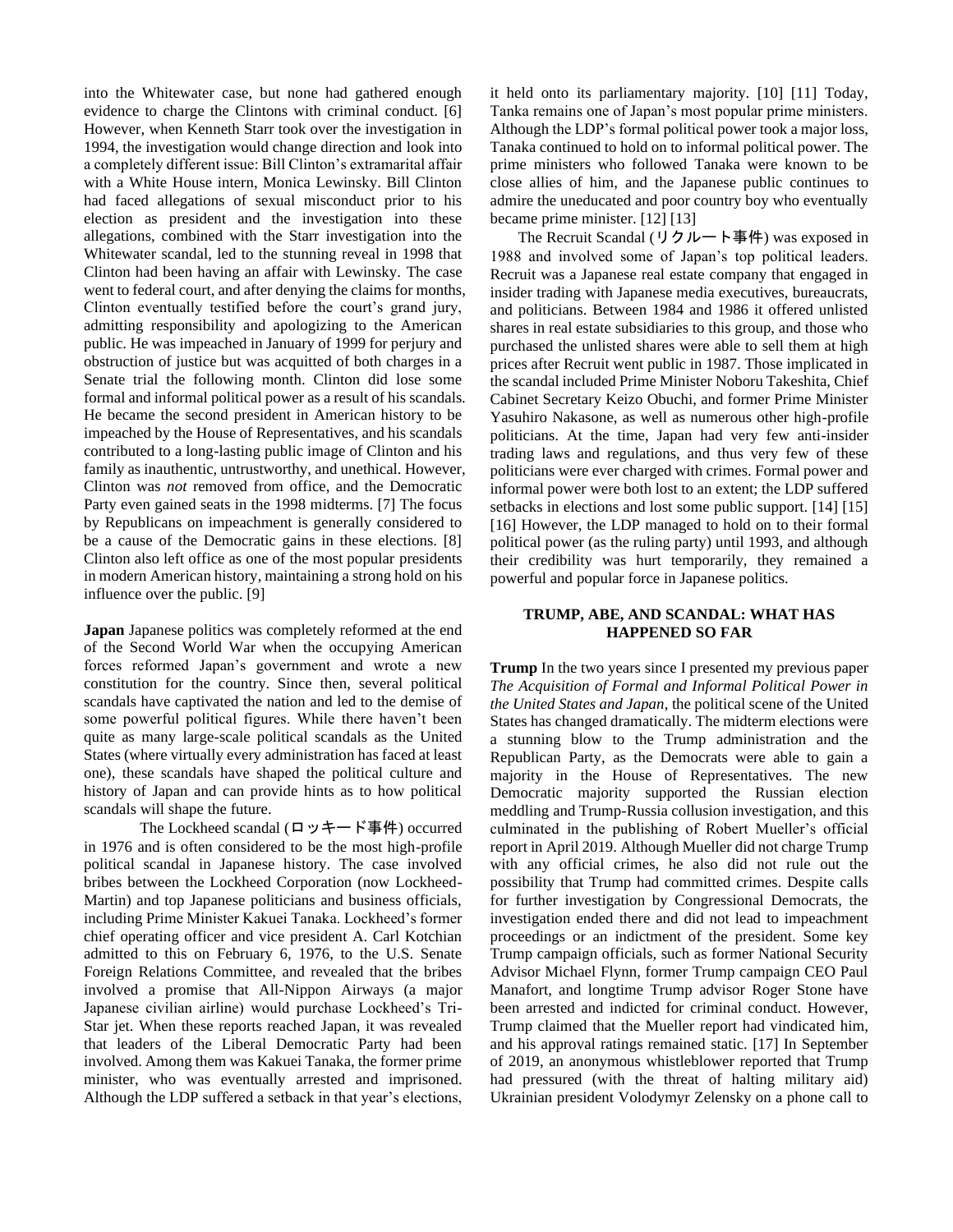into the Whitewater case, but none had gathered enough evidence to charge the Clintons with criminal conduct. [6] However, when Kenneth Starr took over the investigation in 1994, the investigation would change direction and look into a completely different issue: Bill Clinton's extramarital affair with a White House intern, Monica Lewinsky. Bill Clinton had faced allegations of sexual misconduct prior to his election as president and the investigation into these allegations, combined with the Starr investigation into the Whitewater scandal, led to the stunning reveal in 1998 that Clinton had been having an affair with Lewinsky. The case went to federal court, and after denying the claims for months, Clinton eventually testified before the court's grand jury, admitting responsibility and apologizing to the American public. He was impeached in January of 1999 for perjury and obstruction of justice but was acquitted of both charges in a Senate trial the following month. Clinton did lose some formal and informal political power as a result of his scandals. He became the second president in American history to be impeached by the House of Representatives, and his scandals contributed to a long-lasting public image of Clinton and his family as inauthentic, untrustworthy, and unethical. However, Clinton was *not* removed from office, and the Democratic Party even gained seats in the 1998 midterms. [7] The focus by Republicans on impeachment is generally considered to be a cause of the Democratic gains in these elections. [8] Clinton also left office as one of the most popular presidents in modern American history, maintaining a strong hold on his influence over the public. [9]

**Japan** Japanese politics was completely reformed at the end of the Second World War when the occupying American forces reformed Japan's government and wrote a new constitution for the country. Since then, several political scandals have captivated the nation and led to the demise of some powerful political figures. While there haven't been quite as many large-scale political scandals as the United States (where virtually every administration has faced at least one), these scandals have shaped the political culture and history of Japan and can provide hints as to how political scandals will shape the future.

The Lockheed scandal (ロッキード事件) occurred in 1976 and is often considered to be the most high-profile political scandal in Japanese history. The case involved bribes between the Lockheed Corporation (now Lockheed-Martin) and top Japanese politicians and business officials, including Prime Minister Kakuei Tanaka. Lockheed's former chief operating officer and vice president A. Carl Kotchian admitted to this on February 6, 1976, to the U.S. Senate Foreign Relations Committee, and revealed that the bribes involved a promise that All-Nippon Airways (a major Japanese civilian airline) would purchase Lockheed's Tri-Star jet. When these reports reached Japan, it was revealed that leaders of the Liberal Democratic Party had been involved. Among them was Kakuei Tanaka, the former prime minister, who was eventually arrested and imprisoned. Although the LDP suffered a setback in that year's elections, it held onto its parliamentary majority. [10] [11] Today, Tanka remains one of Japan's most popular prime ministers. Although the LDP's formal political power took a major loss, Tanaka continued to hold on to informal political power. The prime ministers who followed Tanaka were known to be close allies of him, and the Japanese public continues to admire the uneducated and poor country boy who eventually became prime minister. [12] [13]

The Recruit Scandal (リクルート事件) was exposed in 1988 and involved some of Japan's top political leaders. Recruit was a Japanese real estate company that engaged in insider trading with Japanese media executives, bureaucrats, and politicians. Between 1984 and 1986 it offered unlisted shares in real estate subsidiaries to this group, and those who purchased the unlisted shares were able to sell them at high prices after Recruit went public in 1987. Those implicated in the scandal included Prime Minister Noboru Takeshita, Chief Cabinet Secretary Keizo Obuchi, and former Prime Minister Yasuhiro Nakasone, as well as numerous other high-profile politicians. At the time, Japan had very few anti-insider trading laws and regulations, and thus very few of these politicians were ever charged with crimes. Formal power and informal power were both lost to an extent; the LDP suffered setbacks in elections and lost some public support. [14] [15] [16] However, the LDP managed to hold on to their formal political power (as the ruling party) until 1993, and although their credibility was hurt temporarily, they remained a powerful and popular force in Japanese politics.

## TRUMP, ABE, AND SCANDAL: WHAT HAS HAPPENED SO FAR

**Trump** In the two years since I presented my previous paper *The Acquisition of Formal and Informal Political Power in the United States and Japan*, the political scene of the United States has changed dramatically. The midterm elections were a stunning blow to the Trump administration and the Republican Party, as the Democrats were able to gain a majority in the House of Representatives. The new Democratic majority supported the Russian election meddling and Trump-Russia collusion investigation, and this culminated in the publishing of Robert Mueller's official report in April 2019. Although Mueller did not charge Trump with any official crimes, he also did not rule out the possibility that Trump had committed crimes. Despite calls for further investigation by Congressional Democrats, the investigation ended there and did not lead to impeachment proceedings or an indictment of the president. Some key Trump campaign officials, such as former National Security Advisor Michael Flynn, former Trump campaign CEO Paul Manafort, and longtime Trump advisor Roger Stone have been arrested and indicted for criminal conduct. However, Trump claimed that the Mueller report had vindicated him, and his approval ratings remained static. [17] In September of 2019, an anonymous whistleblower reported that Trump had pressured (with the threat of halting military aid) Ukrainian president Volodymyr Zelensky on a phone call to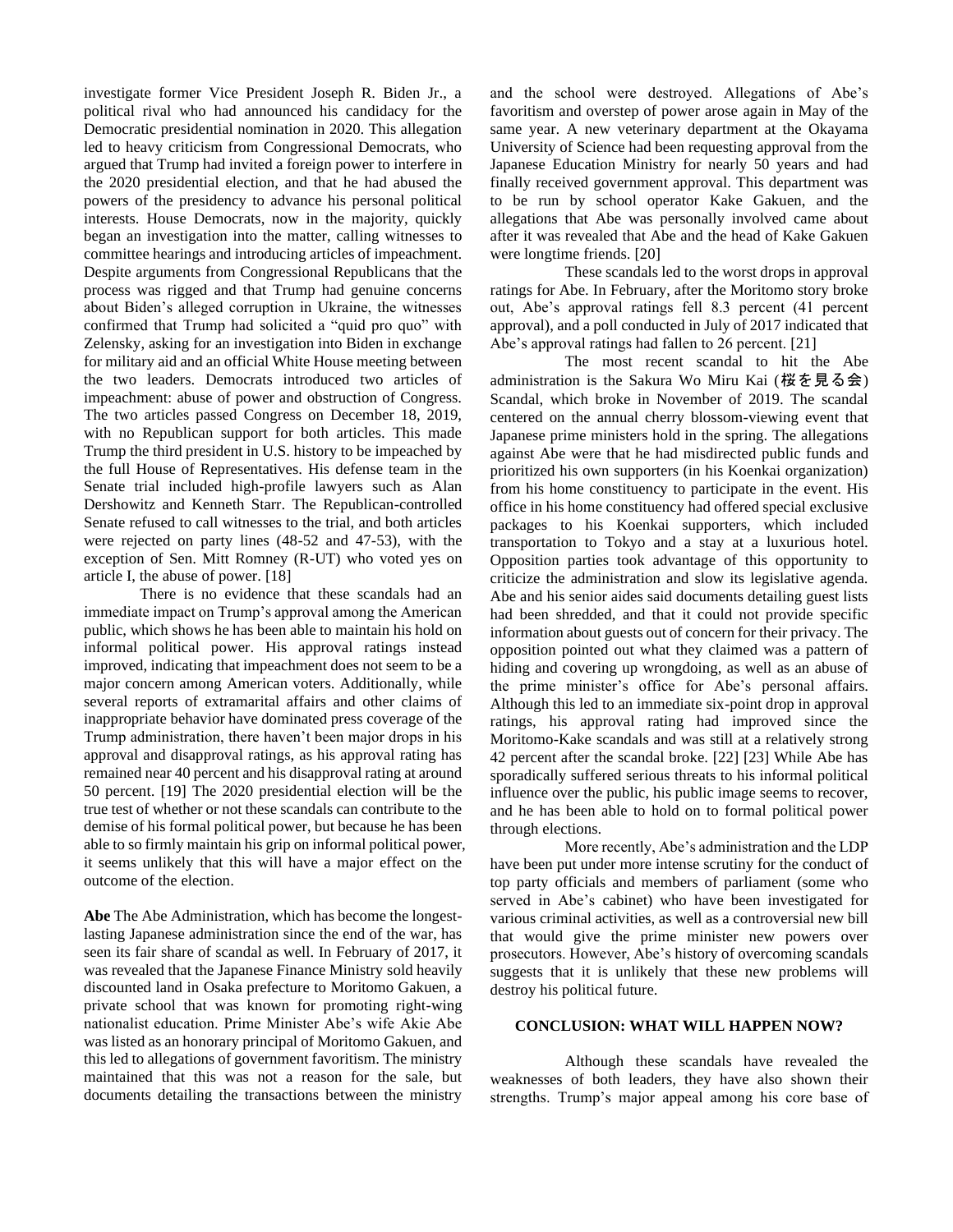investigate former Vice President Joseph R. Biden Jr., a political rival who had announced his candidacy for the Democratic presidential nomination in 2020. This allegation led to heavy criticism from Congressional Democrats, who argued that Trump had invited a foreign power to interfere in the 2020 presidential election, and that he had abused the powers of the presidency to advance his personal political interests. House Democrats, now in the majority, quickly began an investigation into the matter, calling witnesses to committee hearings and introducing articles of impeachment. Despite arguments from Congressional Republicans that the process was rigged and that Trump had genuine concerns about Biden's alleged corruption in Ukraine, the witnesses confirmed that Trump had solicited a "quid pro quo" with Zelensky, asking for an investigation into Biden in exchange for military aid and an official White House meeting between the two leaders. Democrats introduced two articles of impeachment: abuse of power and obstruction of Congress. The two articles passed Congress on December 18, 2019, with no Republican support for both articles. This made Trump the third president in U.S. history to be impeached by the full House of Representatives. His defense team in the Senate trial included high-profile lawyers such as Alan Dershowitz and Kenneth Starr. The Republican-controlled Senate refused to call witnesses to the trial, and both articles were rejected on party lines (48-52 and 47-53), with the exception of Sen. Mitt Romney (R-UT) who voted yes on article I, the abuse of power. [18]

There is no evidence that these scandals had an immediate impact on Trump's approval among the American public, which shows he has been able to maintain his hold on informal political power. His approval ratings instead improved, indicating that impeachment does not seem to be a major concern among American voters. Additionally, while several reports of extramarital affairs and other claims of inappropriate behavior have dominated press coverage of the Trump administration, there haven't been major drops in his approval and disapproval ratings, as his approval rating has remained near 40 percent and his disapproval rating at around 50 percent. [19] The 2020 presidential election will be the true test of whether or not these scandals can contribute to the demise of his formal political power, but because he has been able to so firmly maintain his grip on informal political power, it seems unlikely that this will have a major effect on the outcome of the election.

**Abe** The Abe Administration, which has become the longest-lasting Japanese administration since the end of the war, has seen its fair share of scandal as well. In February of 2017, it was revealed that the Japanese Finance Ministry sold heavily discounted land in Osaka prefecture to Moritomo Gakuen, a private school that was known for promoting right-wing nationalist education. Prime Minister Abe's wife Akie Abe was listed as an honorary principal of Moritomo Gakuen, and this led to allegations of government favoritism. The ministry maintained that this was not a reason for the sale, but documents detailing the transactions between the ministry and the school were destroyed. Allegations of Abe's favoritism and overstep of power arose again in May of the same year. A new veterinary department at the Okayama University of Science had been requesting approval from the Japanese Education Ministry for nearly 50 years and had finally received government approval. This department was to be run by school operator Kake Gakuen, and the allegations that Abe was personally involved came about after it was revealed that Abe and the head of Kake Gakuen were longtime friends. [20]

These scandals led to the worst drops in approval ratings for Abe. In February, after the Moritomo story broke out, Abe's approval ratings fell 8.3 percent (41 percent approval), and a poll conducted in July of 2017 indicated that Abe's approval ratings had fallen to 26 percent. [21]

The most recent scandal to hit the Abe administration is the Sakura Wo Miru Kai (桜を見る会) Scandal, which broke in November of 2019. The scandal centered on the annual cherry blossom-viewing event that Japanese prime ministers hold in the spring. The allegations against Abe were that he had misdirected public funds and prioritized his own supporters (in his Koenkai organization) from his home constituency to participate in the event. His office in his home constituency had offered special exclusive packages to his Koenkai supporters, which included transportation to Tokyo and a stay at a luxurious hotel. Opposition parties took advantage of this opportunity to criticize the administration and slow its legislative agenda. Abe and his senior aides said documents detailing guest lists had been shredded, and that it could not provide specific information about guests out of concern for their privacy. The opposition pointed out what they claimed was a pattern of hiding and covering up wrongdoing, as well as an abuse of the prime minister's office for Abe's personal affairs. Although this led to an immediate six-point drop in approval ratings, his approval rating had improved since the Moritomo-Kake scandals and was still at a relatively strong 42 percent after the scandal broke. [22] [23] While Abe has sporadically suffered serious threats to his informal political influence over the public, his public image seems to recover, and he has been able to hold on to formal political power through elections.

More recently, Abe's administration and the LDP have been put under more intense scrutiny for the conduct of top party officials and members of parliament (some who served in Abe's cabinet) who have been investigated for various criminal activities, as well as a controversial new bill that would give the prime minister new powers over prosecutors. However, Abe's history of overcoming scandals suggests that it is unlikely that these new problems will destroy his political future.

## CONCLUSION: WHAT WILL HAPPEN NOW?

Although these scandals have revealed the weaknesses of both leaders, they have also shown their strengths. Trump's major appeal among his core base of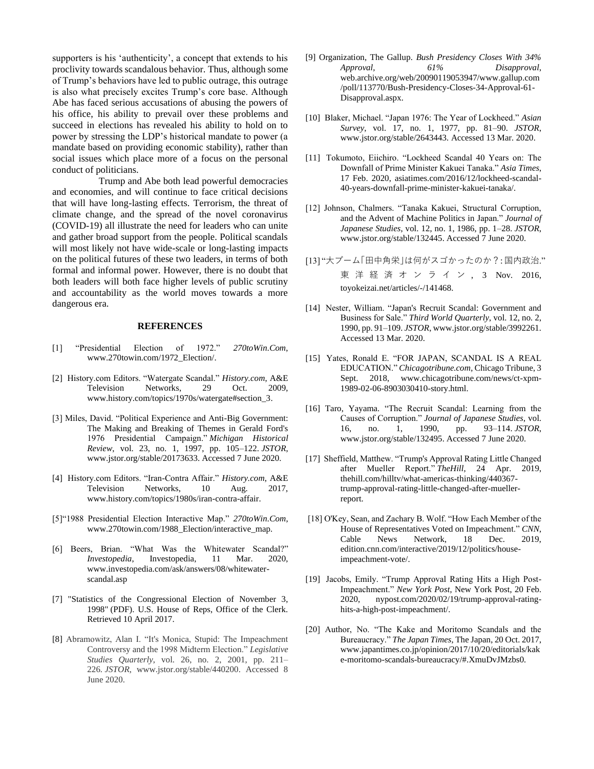supporters is his 'authenticity', a concept that extends to his proclivity towards scandalous behavior. Thus, although some of Trump's behaviors have led to public outrage, this outrage is also what precisely excites Trump's core base. Although Abe has faced serious accusations of abusing the powers of his office, his ability to prevail over these problems and succeed in elections has revealed his ability to hold on to power by stressing the LDP's historical mandate to power (a mandate based on providing economic stability), rather than social issues which place more of a focus on the personal conduct of politicians.

Trump and Abe both lead powerful democracies and economies, and will continue to face critical decisions that will have long-lasting effects. Terrorism, the threat of climate change, and the spread of the novel coronavirus (COVID-19) all illustrate the need for leaders who can unite and gather broad support from the people. Political scandals will most likely not have wide-scale or long-lasting impacts on the political futures of these two leaders, in terms of both formal and informal power. However, there is no doubt that both leaders will both face higher levels of public scrutiny and accountability as the world moves towards a more dangerous era.

## REFERENCES

[1] "Presidential Election of 1972." *270toWin.Com*, www.270towin.com/1972_Election/.

[2] History.com Editors. "Watergate Scandal." *History.com*, A&E Television Networks, 29 Oct. 2009, www.history.com/topics/1970s/watergate#section_3.

[3] Miles, David. "Political Experience and Anti-Big Government: The Making and Breaking of Themes in Gerald Ford's 1976 Presidential Campaign." *Michigan Historical Review*, vol. 23, no. 1, 1997, pp. 105–122. *JSTOR*, www.jstor.org/stable/20173633. Accessed 7 June 2020.

[4] History.com Editors. "Iran-Contra Affair." *History.com*, A&E Television Networks, 10 Aug. 2017, www.history.com/topics/1980s/iran-contra-affair.

[5] "1988 Presidential Election Interactive Map." *270toWin.Com*, www.270towin.com/1988_Election/interactive_map.

[6] Beers, Brian. "What Was the Whitewater Scandal?" *Investopedia*, Investopedia, 11 Mar. 2020, www.investopedia.com/ask/answers/08/whitewater-scandal.asp

[7] "Statistics of the Congressional Election of November 3, 1998" (PDF). U.S. House of Reps, Office of the Clerk. Retrieved 10 April 2017.

[8] Abramowitz, Alan I. "It's Monica, Stupid: The Impeachment Controversy and the 1998 Midterm Election." *Legislative Studies Quarterly*, vol. 26, no. 2, 2001, pp. 211–226. *JSTOR*, www.jstor.org/stable/440200. Accessed 8 June 2020.

[9] Organization, The Gallup. *Bush Presidency Closes With 34% Approval, 61% Disapproval*, web.archive.org/web/20090119053947/www.gallup.com/poll/113770/Bush-Presidency-Closes-34-Approval-61-Disapproval.aspx.

[10] Blaker, Michael. "Japan 1976: The Year of Lockheed." *Asian Survey*, vol. 17, no. 1, 1977, pp. 81–90. *JSTOR*, www.jstor.org/stable/2643443. Accessed 13 Mar. 2020.

[11] Tokumoto, Eiichiro. "Lockheed Scandal 40 Years on: The Downfall of Prime Minister Kakuei Tanaka." *Asia Times*, 17 Feb. 2020, asiatimes.com/2016/12/lockheed-scandal-40-years-downfall-prime-minister-kakuei-tanaka/.

[12] Johnson, Chalmers. "Tanaka Kakuei, Structural Corruption, and the Advent of Machine Politics in Japan." *Journal of Japanese Studies*, vol. 12, no. 1, 1986, pp. 1–28. *JSTOR*, www.jstor.org/stable/132445. Accessed 7 June 2020.

[13] "大ブーム「田中角栄」は何がスゴかったのか？:国内政治." 東洋経済オンライン, 3 Nov. 2016, toyokeizai.net/articles/-/141468.

[14] Nester, William. "Japan's Recruit Scandal: Government and Business for Sale." *Third World Quarterly*, vol. 12, no. 2, 1990, pp. 91–109. *JSTOR*, www.jstor.org/stable/3992261. Accessed 13 Mar. 2020.

[15] Yates, Ronald E. "FOR JAPAN, SCANDAL IS A REAL EDUCATION." *Chicagotribune.com*, Chicago Tribune, 3 Sept. 2018, www.chicagotribune.com/news/ct-xpm-1989-02-06-8903030410-story.html.

[16] Taro, Yayama. "The Recruit Scandal: Learning from the Causes of Corruption." *Journal of Japanese Studies*, vol. 16, no. 1, 1990, pp. 93–114. *JSTOR*, www.jstor.org/stable/132495. Accessed 7 June 2020.

[17] Sheffield, Matthew. "Trump's Approval Rating Little Changed after Mueller Report." *TheHill*, 24 Apr. 2019, thehill.com/hilltv/what-americas-thinking/440367-trump-approval-rating-little-changed-after-mueller-report.

[18] O'Key, Sean, and Zachary B. Wolf. "How Each Member of the House of Representatives Voted on Impeachment." *CNN*, Cable News Network, 18 Dec. 2019, edition.cnn.com/interactive/2019/12/politics/house-impeachment-vote/.

[19] Jacobs, Emily. "Trump Approval Rating Hits a High Post-Impeachment." *New York Post*, New York Post, 20 Feb. 2020, nypost.com/2020/02/19/trump-approval-rating-hits-a-high-post-impeachment/.

[20] Author, No. "The Kake and Moritomo Scandals and the Bureaucracy." *The Japan Times*, The Japan, 20 Oct. 2017, www.japantimes.co.jp/opinion/2017/10/20/editorials/kake-moritomo-scandals-bureaucracy/#.XmuDvJMzbs0.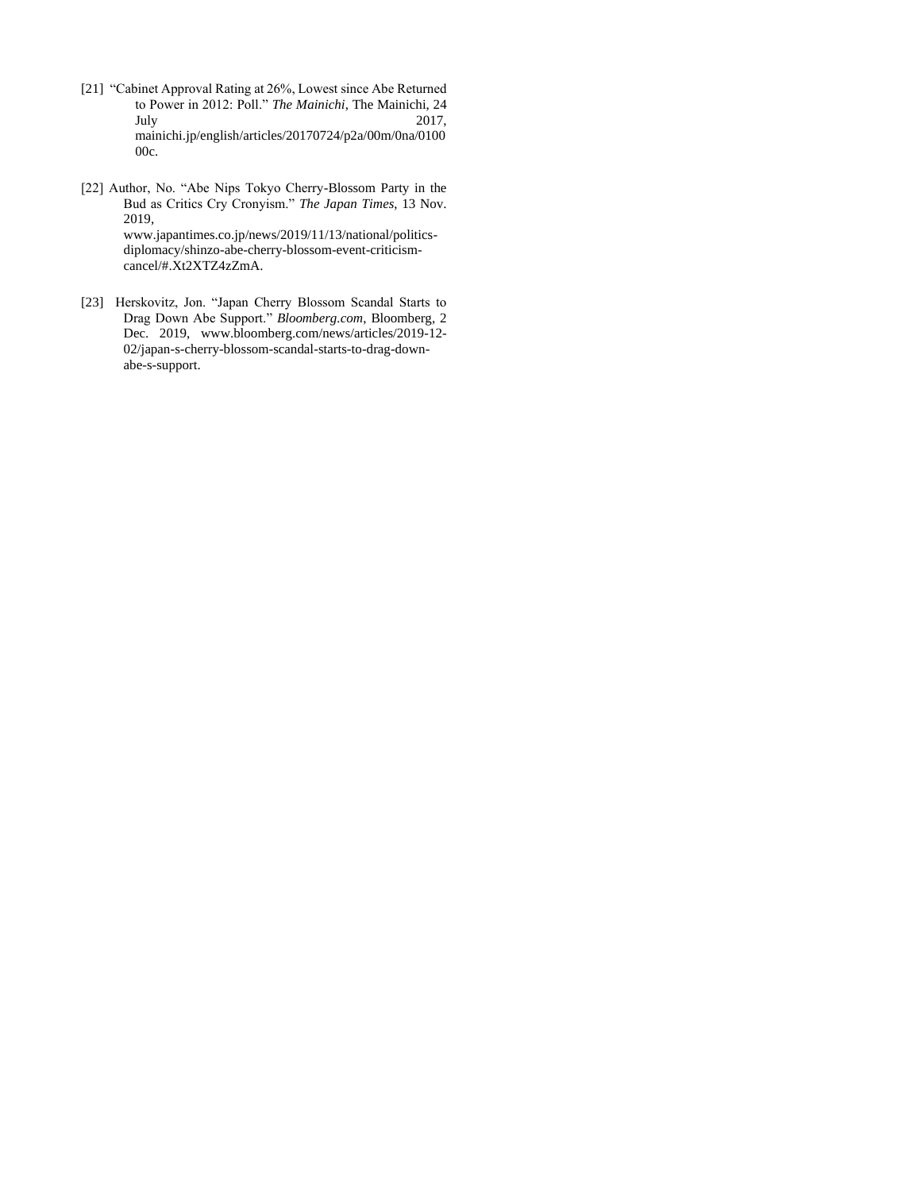[21] "Cabinet Approval Rating at 26%, Lowest since Abe Returned to Power in 2012: Poll." *The Mainichi*, The Mainichi, 24 July 2017, mainichi.jp/english/articles/20170724/p2a/00m/0na/010000c.

[22] Author, No. "Abe Nips Tokyo Cherry-Blossom Party in the Bud as Critics Cry Cronyism." *The Japan Times*, 13 Nov. 2019, www.japantimes.co.jp/news/2019/11/13/national/politics-diplomacy/shinzo-abe-cherry-blossom-event-criticism-cancel/#.Xt2XTZ4zZmA.

[23] Herskovitz, Jon. "Japan Cherry Blossom Scandal Starts to Drag Down Abe Support." *Bloomberg.com*, Bloomberg, 2 Dec. 2019, www.bloomberg.com/news/articles/2019-12-02/japan-s-cherry-blossom-scandal-starts-to-drag-down-abe-s-support.